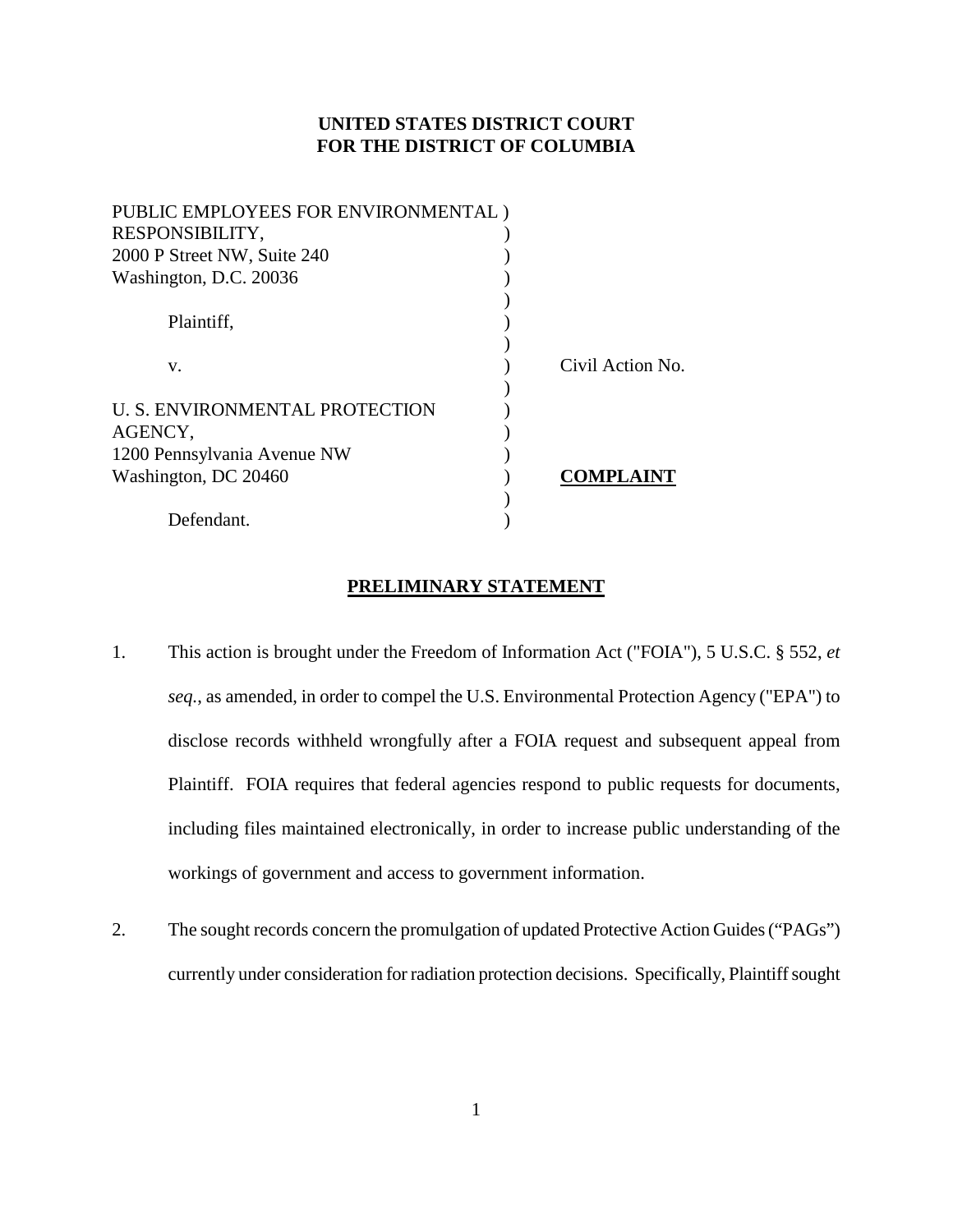**UNITED STATES DISTRICT COURT**
**FOR THE DISTRICT OF COLUMBIA**

PUBLIC EMPLOYEES FOR ENVIRONMENTAL )
RESPONSIBILITY, )
2000 P Street NW, Suite 240 )
Washington, D.C. 20036 )
)
Plaintiff, )
)
v. ) Civil Action No.
)
U. S. ENVIRONMENTAL PROTECTION )
AGENCY, )
1200 Pennsylvania Avenue NW )
Washington, DC 20460 ) **COMPLAINT**
)
Defendant. )

## PRELIMINARY STATEMENT

1. This action is brought under the Freedom of Information Act ("FOIA"), 5 U.S.C. § 552, *et seq.*, as amended, in order to compel the U.S. Environmental Protection Agency ("EPA") to disclose records withheld wrongfully after a FOIA request and subsequent appeal from Plaintiff. FOIA requires that federal agencies respond to public requests for documents, including files maintained electronically, in order to increase public understanding of the workings of government and access to government information.

2. The sought records concern the promulgation of updated Protective Action Guides ("PAGs") currently under consideration for radiation protection decisions. Specifically, Plaintiff sought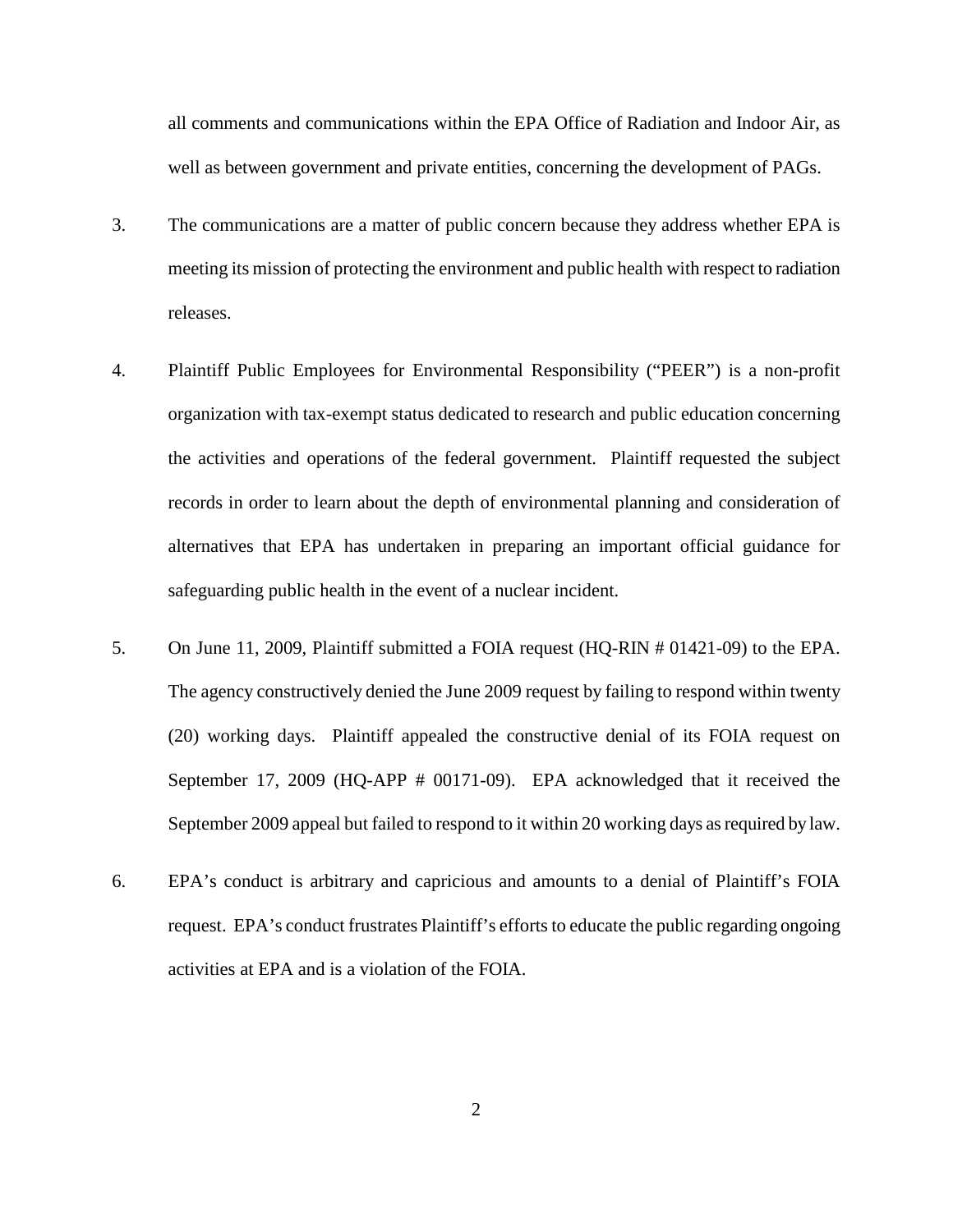all comments and communications within the EPA Office of Radiation and Indoor Air, as well as between government and private entities, concerning the development of PAGs.

3. The communications are a matter of public concern because they address whether EPA is meeting its mission of protecting the environment and public health with respect to radiation releases.

4. Plaintiff Public Employees for Environmental Responsibility ("PEER") is a non-profit organization with tax-exempt status dedicated to research and public education concerning the activities and operations of the federal government. Plaintiff requested the subject records in order to learn about the depth of environmental planning and consideration of alternatives that EPA has undertaken in preparing an important official guidance for safeguarding public health in the event of a nuclear incident.

5. On June 11, 2009, Plaintiff submitted a FOIA request (HQ-RIN # 01421-09) to the EPA. The agency constructively denied the June 2009 request by failing to respond within twenty (20) working days. Plaintiff appealed the constructive denial of its FOIA request on September 17, 2009 (HQ-APP # 00171-09). EPA acknowledged that it received the September 2009 appeal but failed to respond to it within 20 working days as required by law.

6. EPA's conduct is arbitrary and capricious and amounts to a denial of Plaintiff's FOIA request. EPA's conduct frustrates Plaintiff's efforts to educate the public regarding ongoing activities at EPA and is a violation of the FOIA.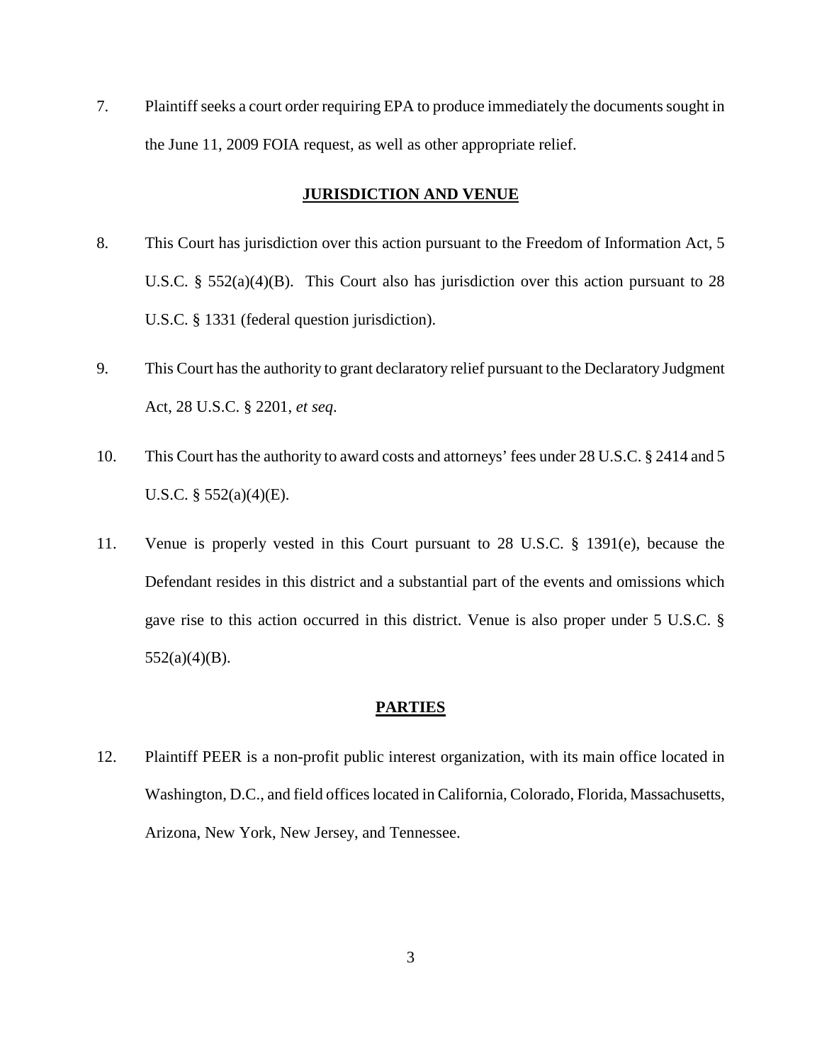7. Plaintiff seeks a court order requiring EPA to produce immediately the documents sought in the June 11, 2009 FOIA request, as well as other appropriate relief.

## JURISDICTION AND VENUE

8. This Court has jurisdiction over this action pursuant to the Freedom of Information Act, 5 U.S.C. § 552(a)(4)(B). This Court also has jurisdiction over this action pursuant to 28 U.S.C. § 1331 (federal question jurisdiction).

9. This Court has the authority to grant declaratory relief pursuant to the Declaratory Judgment Act, 28 U.S.C. § 2201, *et seq*.

10. This Court has the authority to award costs and attorneys' fees under 28 U.S.C. § 2414 and 5 U.S.C. § 552(a)(4)(E).

11. Venue is properly vested in this Court pursuant to 28 U.S.C. § 1391(e), because the Defendant resides in this district and a substantial part of the events and omissions which gave rise to this action occurred in this district. Venue is also proper under 5 U.S.C. § 552(a)(4)(B).

## PARTIES

12. Plaintiff PEER is a non-profit public interest organization, with its main office located in Washington, D.C., and field offices located in California, Colorado, Florida, Massachusetts, Arizona, New York, New Jersey, and Tennessee.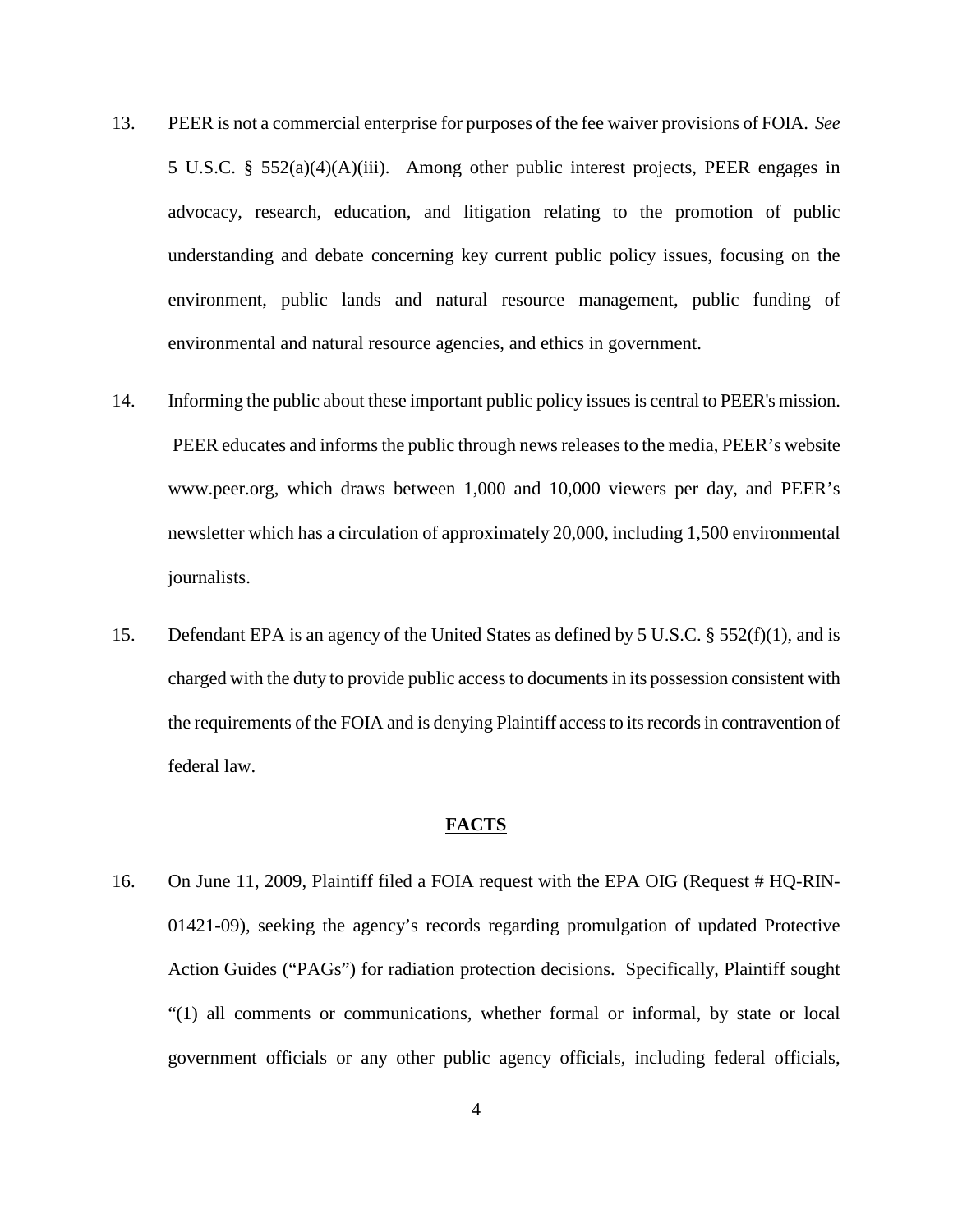13. PEER is not a commercial enterprise for purposes of the fee waiver provisions of FOIA. *See* 5 U.S.C. § 552(a)(4)(A)(iii). Among other public interest projects, PEER engages in advocacy, research, education, and litigation relating to the promotion of public understanding and debate concerning key current public policy issues, focusing on the environment, public lands and natural resource management, public funding of environmental and natural resource agencies, and ethics in government.

14. Informing the public about these important public policy issues is central to PEER's mission. PEER educates and informs the public through news releases to the media, PEER's website www.peer.org, which draws between 1,000 and 10,000 viewers per day, and PEER's newsletter which has a circulation of approximately 20,000, including 1,500 environmental journalists.

15. Defendant EPA is an agency of the United States as defined by 5 U.S.C. § 552(f)(1), and is charged with the duty to provide public access to documents in its possession consistent with the requirements of the FOIA and is denying Plaintiff access to its records in contravention of federal law.

## FACTS

16. On June 11, 2009, Plaintiff filed a FOIA request with the EPA OIG (Request # HQ-RIN-01421-09), seeking the agency's records regarding promulgation of updated Protective Action Guides ("PAGs") for radiation protection decisions. Specifically, Plaintiff sought "(1) all comments or communications, whether formal or informal, by state or local government officials or any other public agency officials, including federal officials,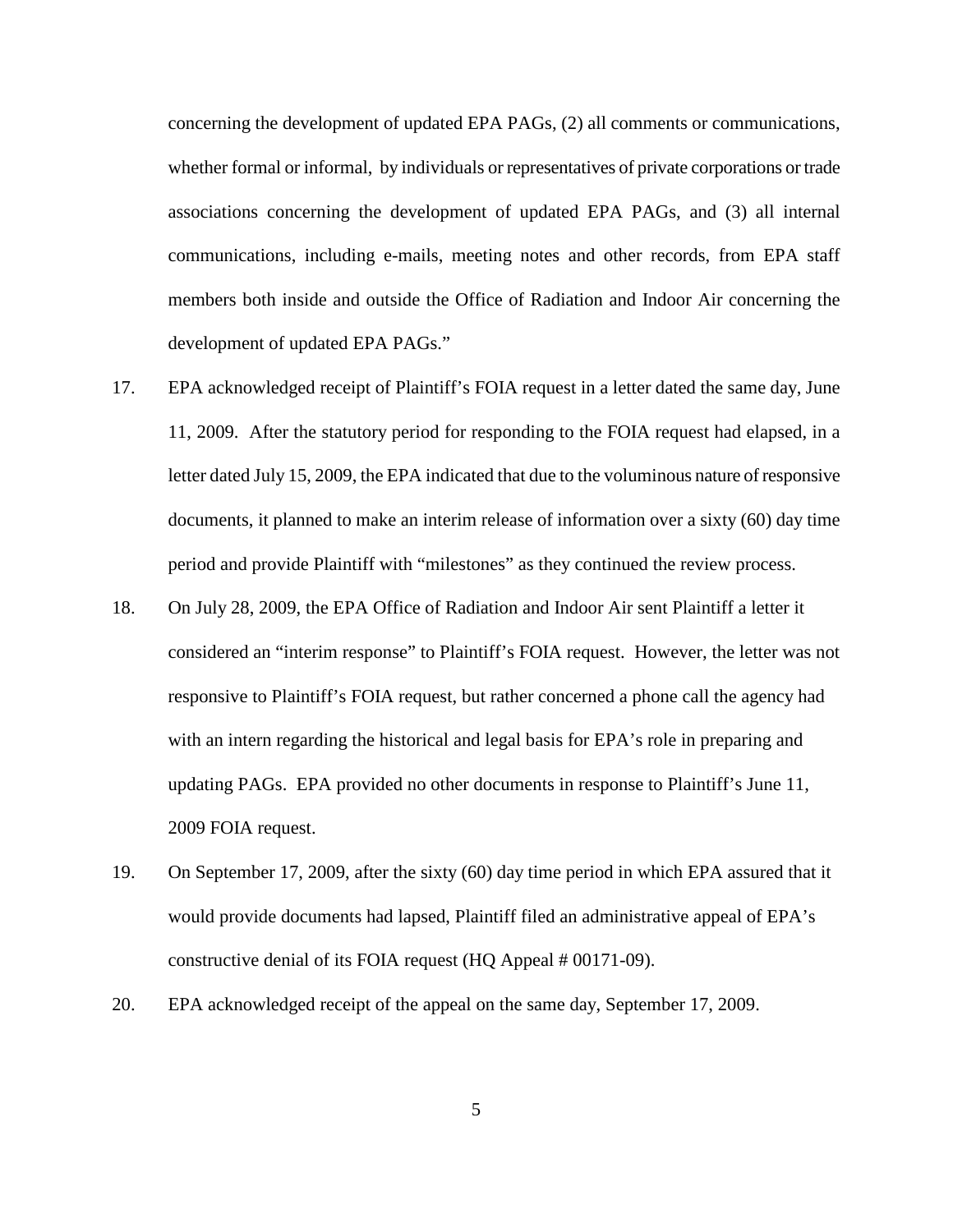concerning the development of updated EPA PAGs, (2) all comments or communications, whether formal or informal, by individuals or representatives of private corporations or trade associations concerning the development of updated EPA PAGs, and (3) all internal communications, including e-mails, meeting notes and other records, from EPA staff members both inside and outside the Office of Radiation and Indoor Air concerning the development of updated EPA PAGs."

17. EPA acknowledged receipt of Plaintiff's FOIA request in a letter dated the same day, June 11, 2009. After the statutory period for responding to the FOIA request had elapsed, in a letter dated July 15, 2009, the EPA indicated that due to the voluminous nature of responsive documents, it planned to make an interim release of information over a sixty (60) day time period and provide Plaintiff with "milestones" as they continued the review process.

18. On July 28, 2009, the EPA Office of Radiation and Indoor Air sent Plaintiff a letter it considered an "interim response" to Plaintiff's FOIA request. However, the letter was not responsive to Plaintiff's FOIA request, but rather concerned a phone call the agency had with an intern regarding the historical and legal basis for EPA's role in preparing and updating PAGs. EPA provided no other documents in response to Plaintiff's June 11, 2009 FOIA request.

19. On September 17, 2009, after the sixty (60) day time period in which EPA assured that it would provide documents had lapsed, Plaintiff filed an administrative appeal of EPA's constructive denial of its FOIA request (HQ Appeal # 00171-09).

20. EPA acknowledged receipt of the appeal on the same day, September 17, 2009.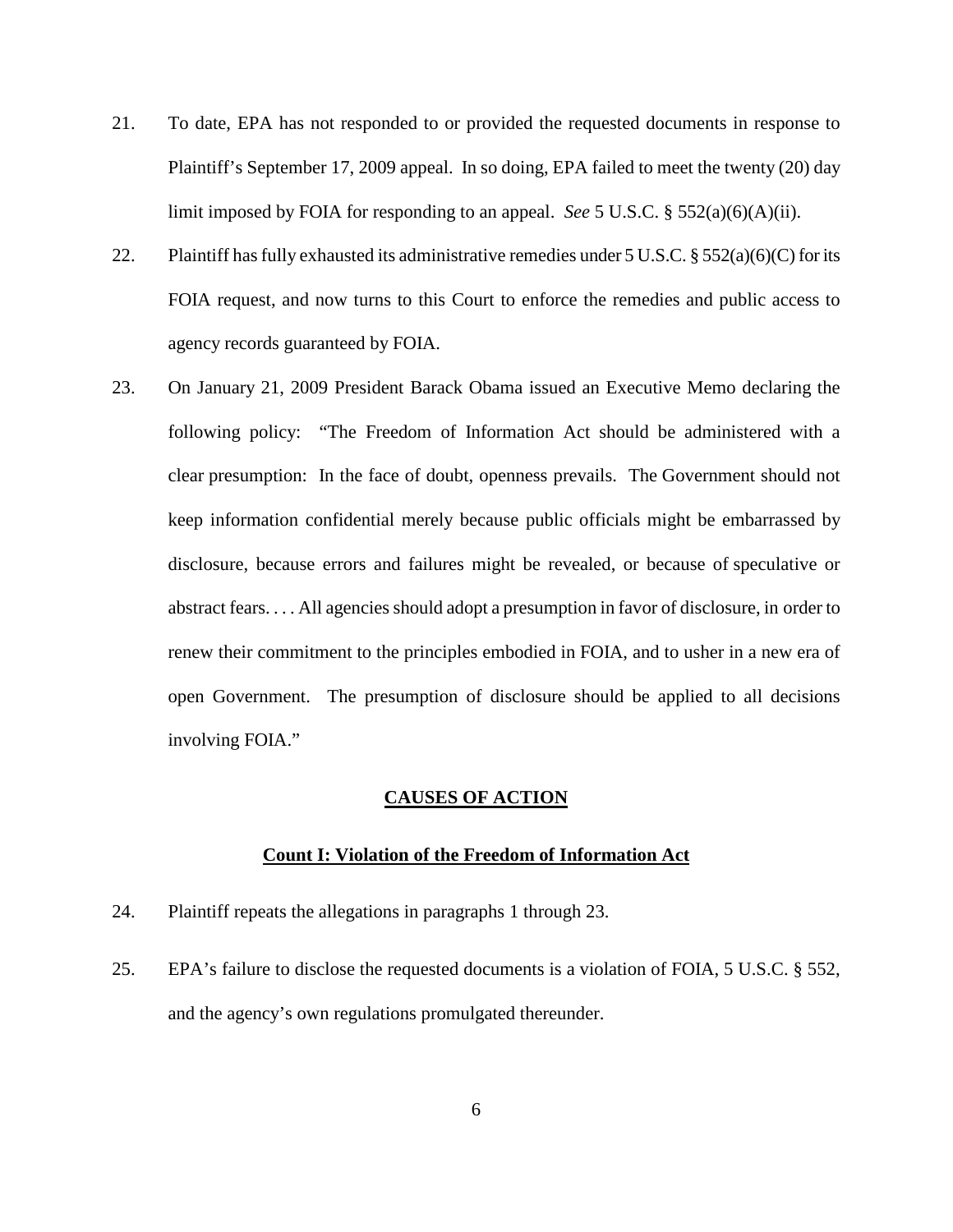21. To date, EPA has not responded to or provided the requested documents in response to Plaintiff's September 17, 2009 appeal. In so doing, EPA failed to meet the twenty (20) day limit imposed by FOIA for responding to an appeal. *See* 5 U.S.C. § 552(a)(6)(A)(ii).

22. Plaintiff has fully exhausted its administrative remedies under 5 U.S.C. § 552(a)(6)(C) for its FOIA request, and now turns to this Court to enforce the remedies and public access to agency records guaranteed by FOIA.

23. On January 21, 2009 President Barack Obama issued an Executive Memo declaring the following policy: "The Freedom of Information Act should be administered with a clear presumption: In the face of doubt, openness prevails. The Government should not keep information confidential merely because public officials might be embarrassed by disclosure, because errors and failures might be revealed, or because of speculative or abstract fears. . . . All agencies should adopt a presumption in favor of disclosure, in order to renew their commitment to the principles embodied in FOIA, and to usher in a new era of open Government. The presumption of disclosure should be applied to all decisions involving FOIA."

## CAUSES OF ACTION

### Count I: Violation of the Freedom of Information Act

24. Plaintiff repeats the allegations in paragraphs 1 through 23.

25. EPA's failure to disclose the requested documents is a violation of FOIA, 5 U.S.C. § 552, and the agency's own regulations promulgated thereunder.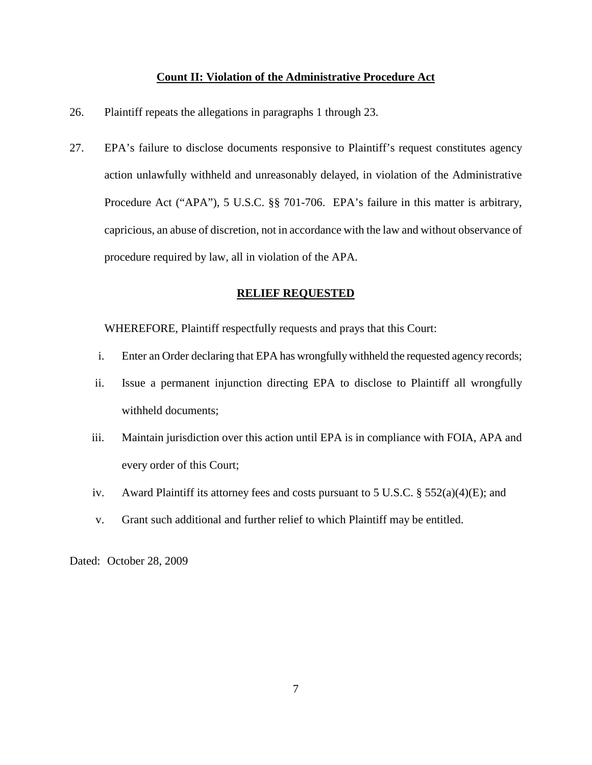**Count II: Violation of the Administrative Procedure Act**

26. Plaintiff repeats the allegations in paragraphs 1 through 23.

27. EPA's failure to disclose documents responsive to Plaintiff's request constitutes agency action unlawfully withheld and unreasonably delayed, in violation of the Administrative Procedure Act ("APA"), 5 U.S.C. §§ 701-706. EPA's failure in this matter is arbitrary, capricious, an abuse of discretion, not in accordance with the law and without observance of procedure required by law, all in violation of the APA.

**RELIEF REQUESTED**

WHEREFORE, Plaintiff respectfully requests and prays that this Court:

i. Enter an Order declaring that EPA has wrongfully withheld the requested agency records;

ii. Issue a permanent injunction directing EPA to disclose to Plaintiff all wrongfully withheld documents;

iii. Maintain jurisdiction over this action until EPA is in compliance with FOIA, APA and every order of this Court;

iv. Award Plaintiff its attorney fees and costs pursuant to 5 U.S.C. § 552(a)(4)(E); and

v. Grant such additional and further relief to which Plaintiff may be entitled.

Dated: October 28, 2009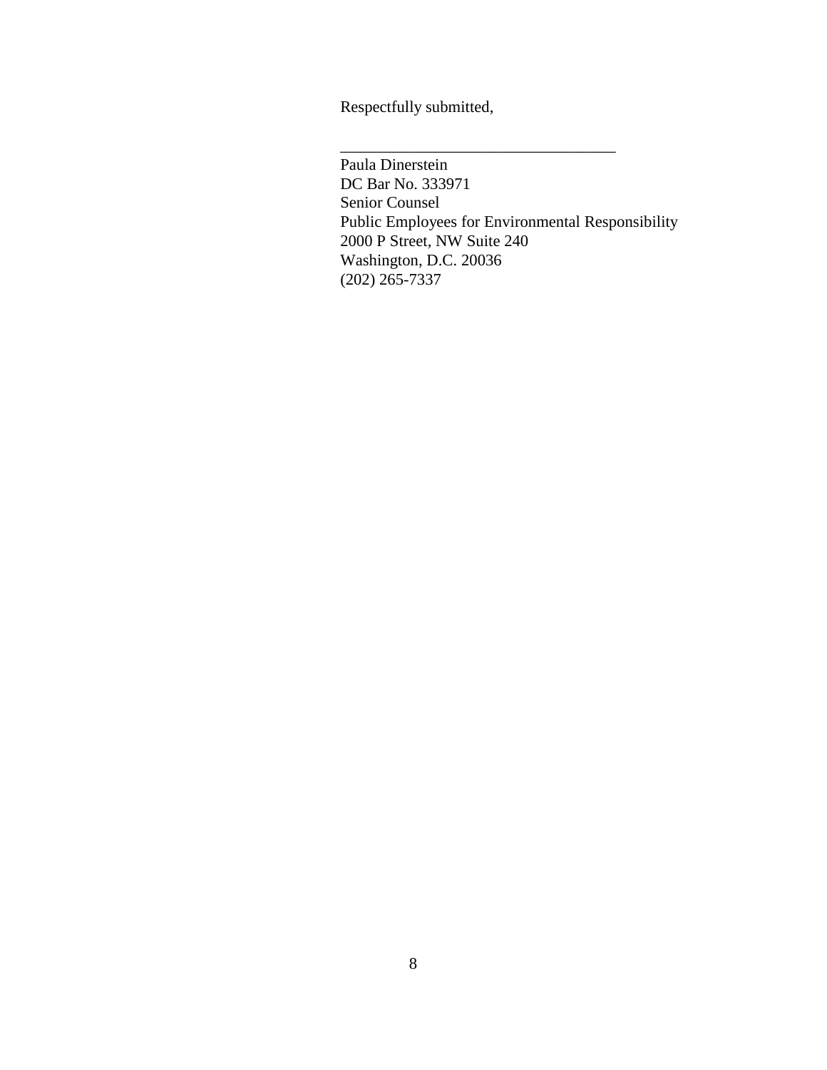Respectfully submitted,

___________________________________

Paula Dinerstein
DC Bar No. 333971
Senior Counsel
Public Employees for Environmental Responsibility
2000 P Street, NW Suite 240
Washington, D.C. 20036
(202) 265-7337